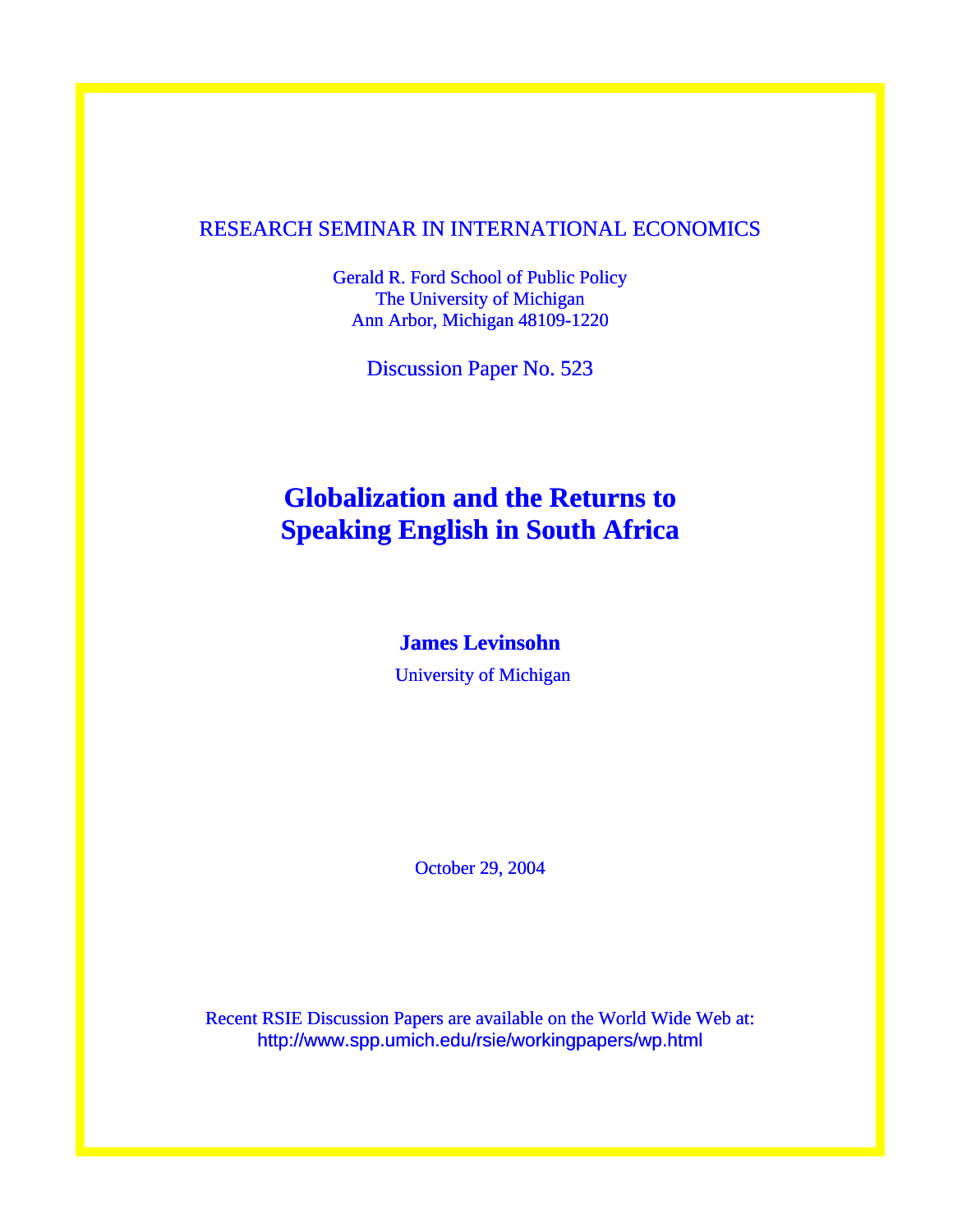RESEARCH SEMINAR IN INTERNATIONAL ECONOMICS

Gerald R. Ford School of Public Policy
The University of Michigan
Ann Arbor, Michigan 48109-1220

Discussion Paper No. 523

# Globalization and the Returns to Speaking English in South Africa

**James Levinsohn**

University of Michigan

October 29, 2004

Recent RSIE Discussion Papers are available on the World Wide Web at:
http://www.spp.umich.edu/rsie/workingpapers/wp.html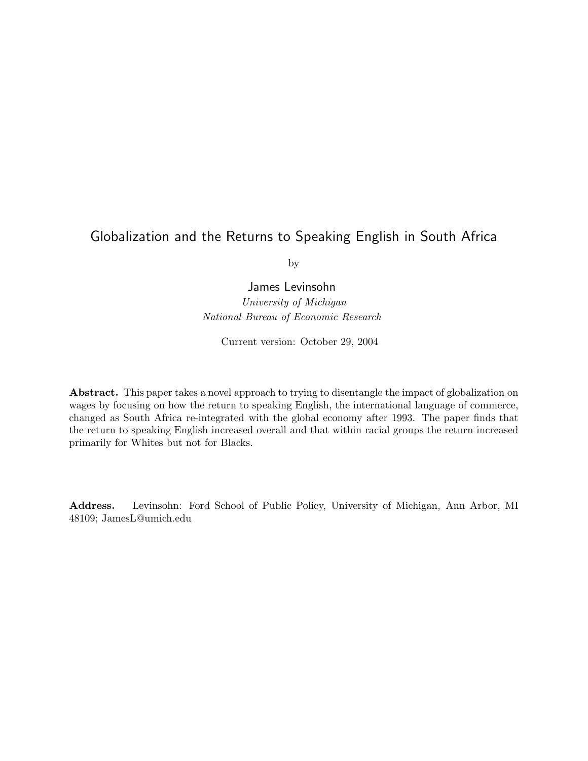# Globalization and the Returns to Speaking English in South Africa

by

James Levinsohn

*University of Michigan*
*National Bureau of Economic Research*

Current version: October 29, 2004

**Abstract.** This paper takes a novel approach to trying to disentangle the impact of globalization on wages by focusing on how the return to speaking English, the international language of commerce, changed as South Africa re-integrated with the global economy after 1993. The paper finds that the return to speaking English increased overall and that within racial groups the return increased primarily for Whites but not for Blacks.

**Address.** Levinsohn: Ford School of Public Policy, University of Michigan, Ann Arbor, MI 48109; JamesL@umich.edu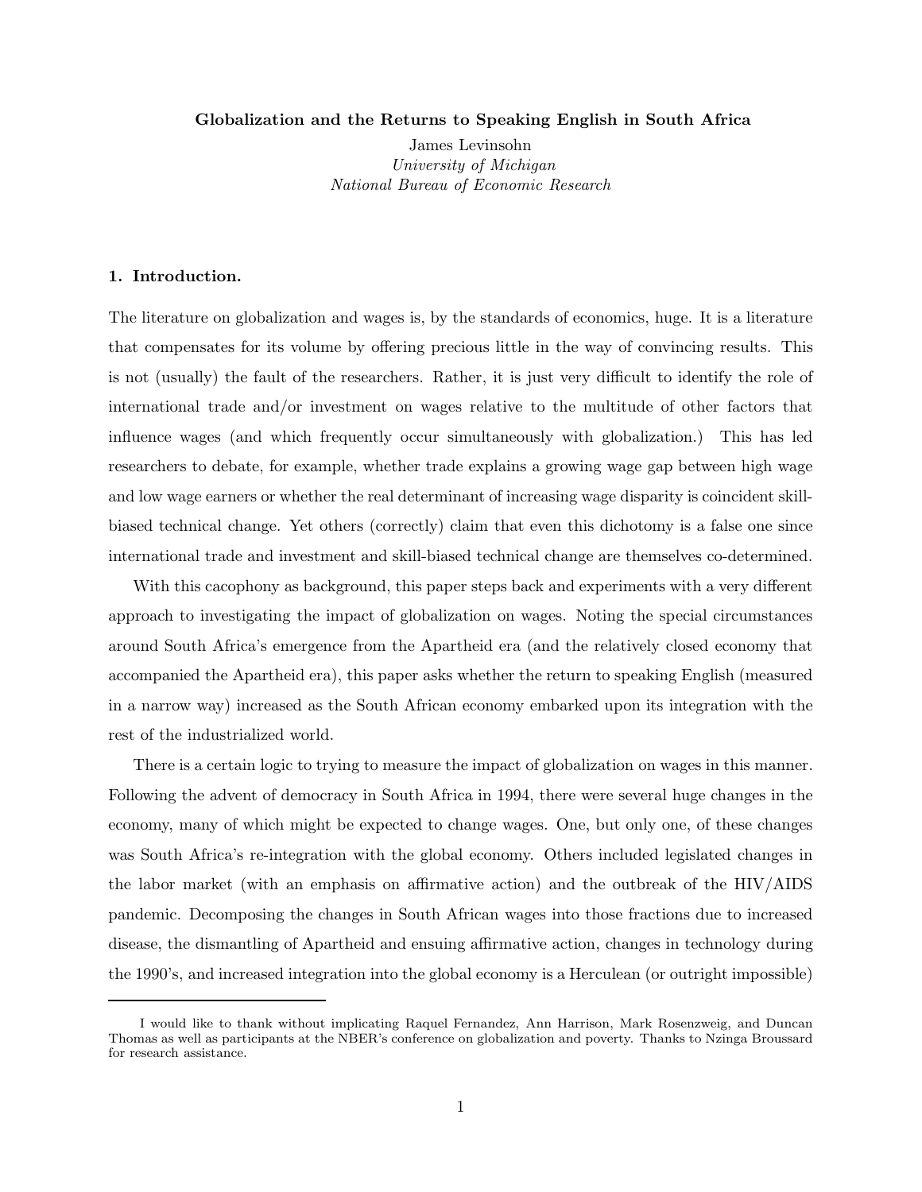**Globalization and the Returns to Speaking English in South Africa**

James Levinsohn
*University of Michigan*
*National Bureau of Economic Research*

## 1. Introduction.

The literature on globalization and wages is, by the standards of economics, huge. It is a literature that compensates for its volume by offering precious little in the way of convincing results. This is not (usually) the fault of the researchers. Rather, it is just very difficult to identify the role of international trade and/or investment on wages relative to the multitude of other factors that influence wages (and which frequently occur simultaneously with globalization.) This has led researchers to debate, for example, whether trade explains a growing wage gap between high wage and low wage earners or whether the real determinant of increasing wage disparity is coincident skill-biased technical change. Yet others (correctly) claim that even this dichotomy is a false one since international trade and investment and skill-biased technical change are themselves co-determined.

With this cacophony as background, this paper steps back and experiments with a very different approach to investigating the impact of globalization on wages. Noting the special circumstances around South Africa's emergence from the Apartheid era (and the relatively closed economy that accompanied the Apartheid era), this paper asks whether the return to speaking English (measured in a narrow way) increased as the South African economy embarked upon its integration with the rest of the industrialized world.

There is a certain logic to trying to measure the impact of globalization on wages in this manner. Following the advent of democracy in South Africa in 1994, there were several huge changes in the economy, many of which might be expected to change wages. One, but only one, of these changes was South Africa's re-integration with the global economy. Others included legislated changes in the labor market (with an emphasis on affirmative action) and the outbreak of the HIV/AIDS pandemic. Decomposing the changes in South African wages into those fractions due to increased disease, the dismantling of Apartheid and ensuing affirmative action, changes in technology during the 1990's, and increased integration into the global economy is a Herculean (or outright impossible)

---

I would like to thank without implicating Raquel Fernandez, Ann Harrison, Mark Rosenzweig, and Duncan Thomas as well as participants at the NBER's conference on globalization and poverty. Thanks to Nzinga Broussard for research assistance.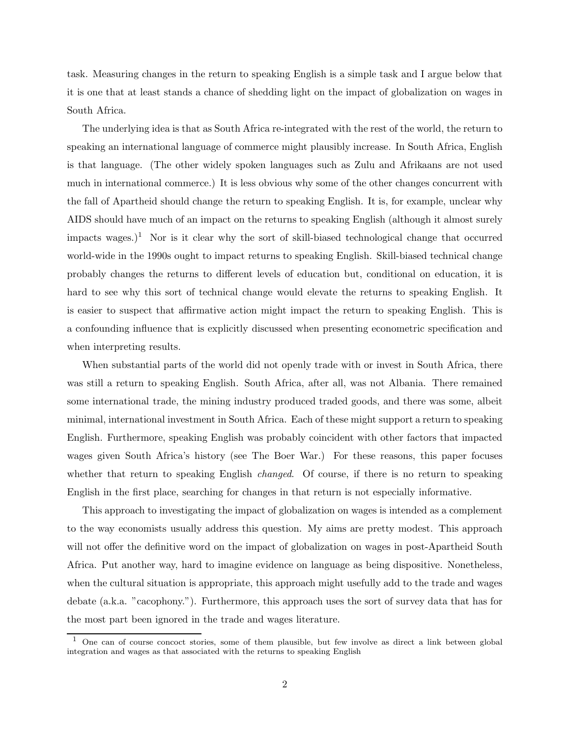task. Measuring changes in the return to speaking English is a simple task and I argue below that it is one that at least stands a chance of shedding light on the impact of globalization on wages in South Africa.

The underlying idea is that as South Africa re-integrated with the rest of the world, the return to speaking an international language of commerce might plausibly increase. In South Africa, English is that language. (The other widely spoken languages such as Zulu and Afrikaans are not used much in international commerce.) It is less obvious why some of the other changes concurrent with the fall of Apartheid should change the return to speaking English. It is, for example, unclear why AIDS should have much of an impact on the returns to speaking English (although it almost surely impacts wages.)[1] Nor is it clear why the sort of skill-biased technological change that occurred world-wide in the 1990s ought to impact returns to speaking English. Skill-biased technical change probably changes the returns to different levels of education but, conditional on education, it is hard to see why this sort of technical change would elevate the returns to speaking English. It is easier to suspect that affirmative action might impact the return to speaking English. This is a confounding influence that is explicitly discussed when presenting econometric specification and when interpreting results.

When substantial parts of the world did not openly trade with or invest in South Africa, there was still a return to speaking English. South Africa, after all, was not Albania. There remained some international trade, the mining industry produced traded goods, and there was some, albeit minimal, international investment in South Africa. Each of these might support a return to speaking English. Furthermore, speaking English was probably coincident with other factors that impacted wages given South Africa's history (see The Boer War.) For these reasons, this paper focuses whether that return to speaking English *changed*. Of course, if there is no return to speaking English in the first place, searching for changes in that return is not especially informative.

This approach to investigating the impact of globalization on wages is intended as a complement to the way economists usually address this question. My aims are pretty modest. This approach will not offer the definitive word on the impact of globalization on wages in post-Apartheid South Africa. Put another way, hard to imagine evidence on language as being dispositive. Nonetheless, when the cultural situation is appropriate, this approach might usefully add to the trade and wages debate (a.k.a. "cacophony."). Furthermore, this approach uses the sort of survey data that has for the most part been ignored in the trade and wages literature.

[1] One can of course concoct stories, some of them plausible, but few involve as direct a link between global integration and wages as that associated with the returns to speaking English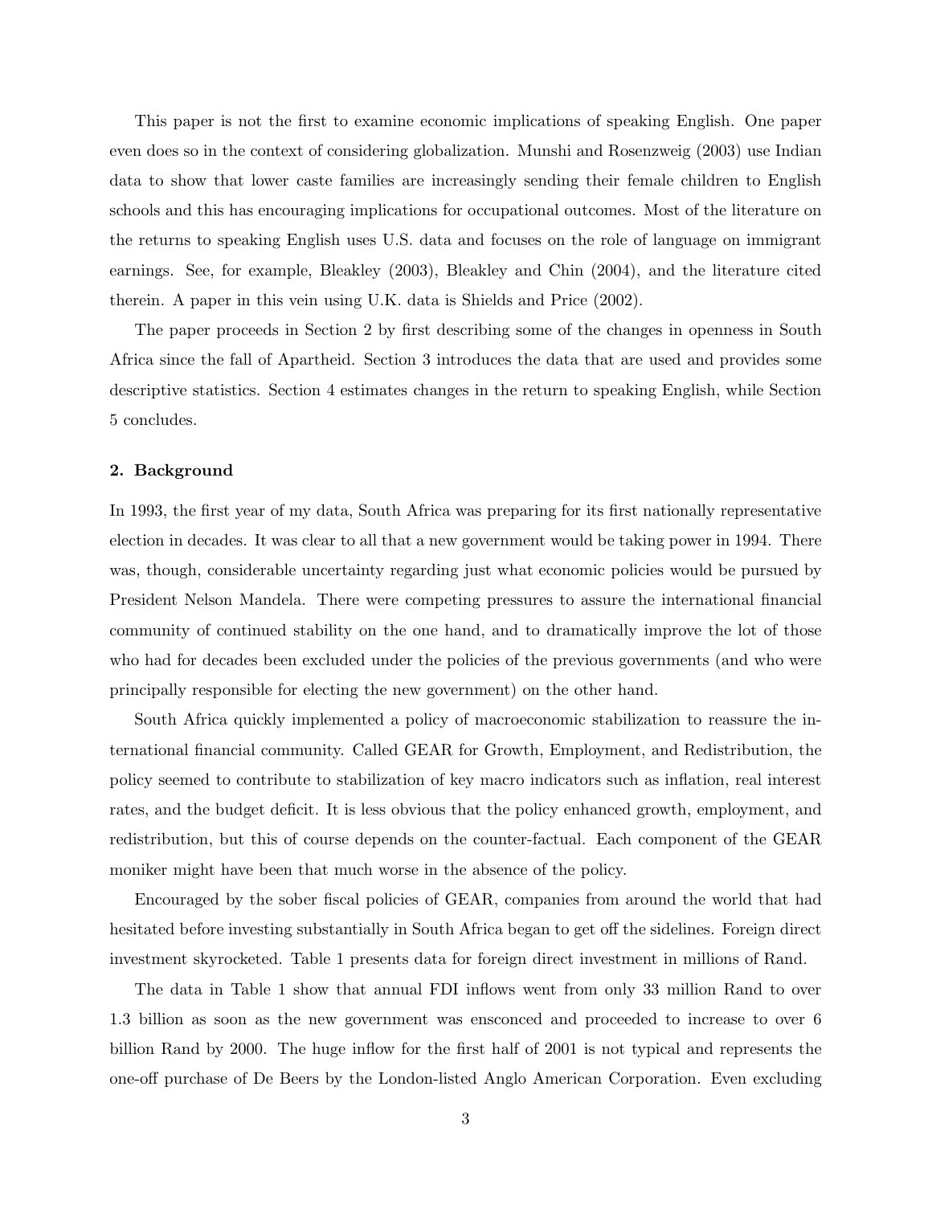This paper is not the first to examine economic implications of speaking English. One paper even does so in the context of considering globalization. Munshi and Rosenzweig (2003) use Indian data to show that lower caste families are increasingly sending their female children to English schools and this has encouraging implications for occupational outcomes. Most of the literature on the returns to speaking English uses U.S. data and focuses on the role of language on immigrant earnings. See, for example, Bleakley (2003), Bleakley and Chin (2004), and the literature cited therein. A paper in this vein using U.K. data is Shields and Price (2002).

The paper proceeds in Section 2 by first describing some of the changes in openness in South Africa since the fall of Apartheid. Section 3 introduces the data that are used and provides some descriptive statistics. Section 4 estimates changes in the return to speaking English, while Section 5 concludes.

## 2. Background

In 1993, the first year of my data, South Africa was preparing for its first nationally representative election in decades. It was clear to all that a new government would be taking power in 1994. There was, though, considerable uncertainty regarding just what economic policies would be pursued by President Nelson Mandela. There were competing pressures to assure the international financial community of continued stability on the one hand, and to dramatically improve the lot of those who had for decades been excluded under the policies of the previous governments (and who were principally responsible for electing the new government) on the other hand.

South Africa quickly implemented a policy of macroeconomic stabilization to reassure the international financial community. Called GEAR for Growth, Employment, and Redistribution, the policy seemed to contribute to stabilization of key macro indicators such as inflation, real interest rates, and the budget deficit. It is less obvious that the policy enhanced growth, employment, and redistribution, but this of course depends on the counter-factual. Each component of the GEAR moniker might have been that much worse in the absence of the policy.

Encouraged by the sober fiscal policies of GEAR, companies from around the world that had hesitated before investing substantially in South Africa began to get off the sidelines. Foreign direct investment skyrocketed. Table 1 presents data for foreign direct investment in millions of Rand.

The data in Table 1 show that annual FDI inflows went from only 33 million Rand to over 1.3 billion as soon as the new government was ensconced and proceeded to increase to over 6 billion Rand by 2000. The huge inflow for the first half of 2001 is not typical and represents the one-off purchase of De Beers by the London-listed Anglo American Corporation. Even excluding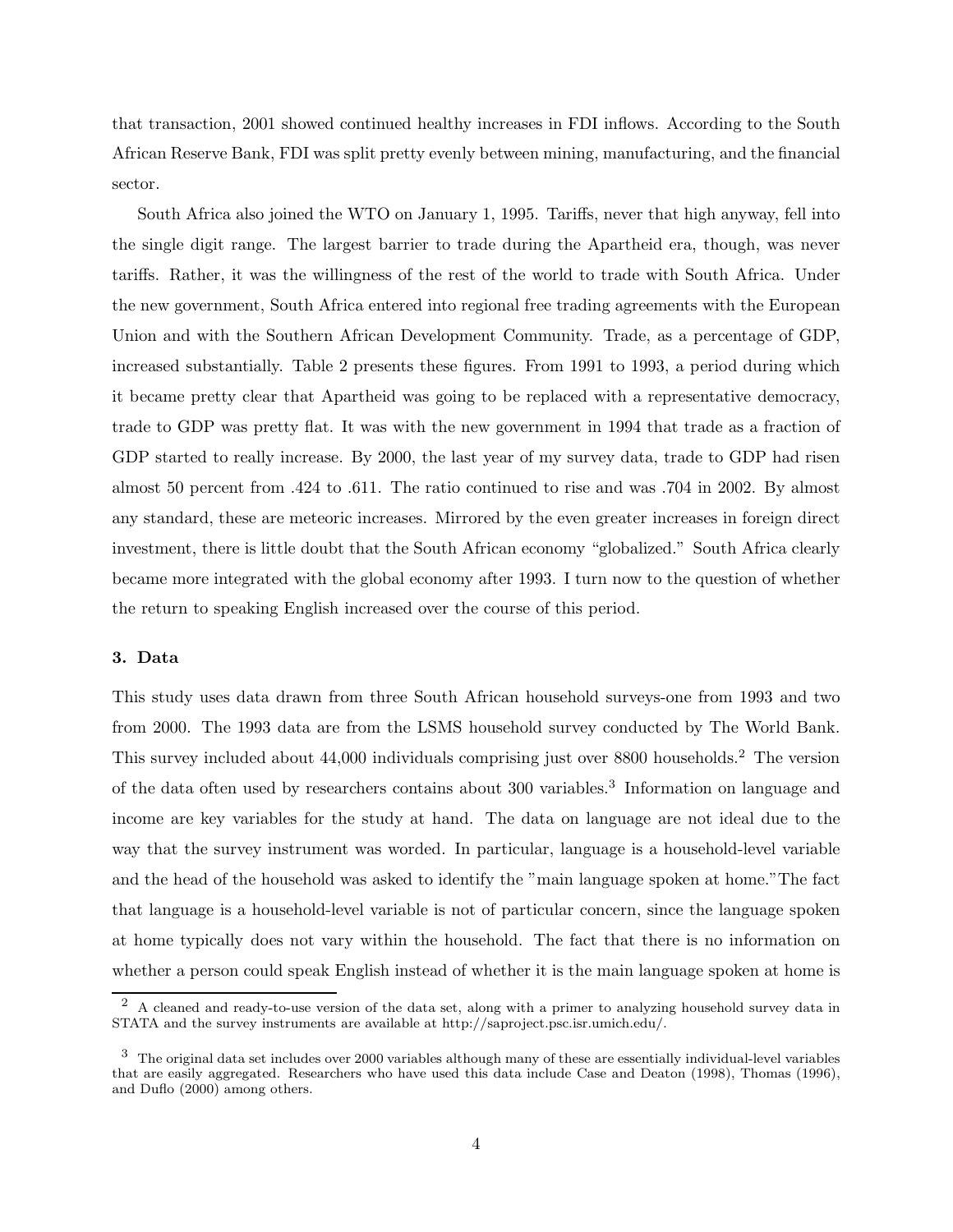that transaction, 2001 showed continued healthy increases in FDI inflows. According to the South African Reserve Bank, FDI was split pretty evenly between mining, manufacturing, and the financial sector.

South Africa also joined the WTO on January 1, 1995. Tariffs, never that high anyway, fell into the single digit range. The largest barrier to trade during the Apartheid era, though, was never tariffs. Rather, it was the willingness of the rest of the world to trade with South Africa. Under the new government, South Africa entered into regional free trading agreements with the European Union and with the Southern African Development Community. Trade, as a percentage of GDP, increased substantially. Table 2 presents these figures. From 1991 to 1993, a period during which it became pretty clear that Apartheid was going to be replaced with a representative democracy, trade to GDP was pretty flat. It was with the new government in 1994 that trade as a fraction of GDP started to really increase. By 2000, the last year of my survey data, trade to GDP had risen almost 50 percent from .424 to .611. The ratio continued to rise and was .704 in 2002. By almost any standard, these are meteoric increases. Mirrored by the even greater increases in foreign direct investment, there is little doubt that the South African economy "globalized." South Africa clearly became more integrated with the global economy after 1993. I turn now to the question of whether the return to speaking English increased over the course of this period.

### 3. Data

This study uses data drawn from three South African household surveys-one from 1993 and two from 2000. The 1993 data are from the LSMS household survey conducted by The World Bank. This survey included about 44,000 individuals comprising just over 8800 households.[2] The version of the data often used by researchers contains about 300 variables.[3] Information on language and income are key variables for the study at hand. The data on language are not ideal due to the way that the survey instrument was worded. In particular, language is a household-level variable and the head of the household was asked to identify the "main language spoken at home."The fact that language is a household-level variable is not of particular concern, since the language spoken at home typically does not vary within the household. The fact that there is no information on whether a person could speak English instead of whether it is the main language spoken at home is

[2] A cleaned and ready-to-use version of the data set, along with a primer to analyzing household survey data in STATA and the survey instruments are available at http://saproject.psc.isr.umich.edu/.

[3] The original data set includes over 2000 variables although many of these are essentially individual-level variables that are easily aggregated. Researchers who have used this data include Case and Deaton (1998), Thomas (1996), and Duflo (2000) among others.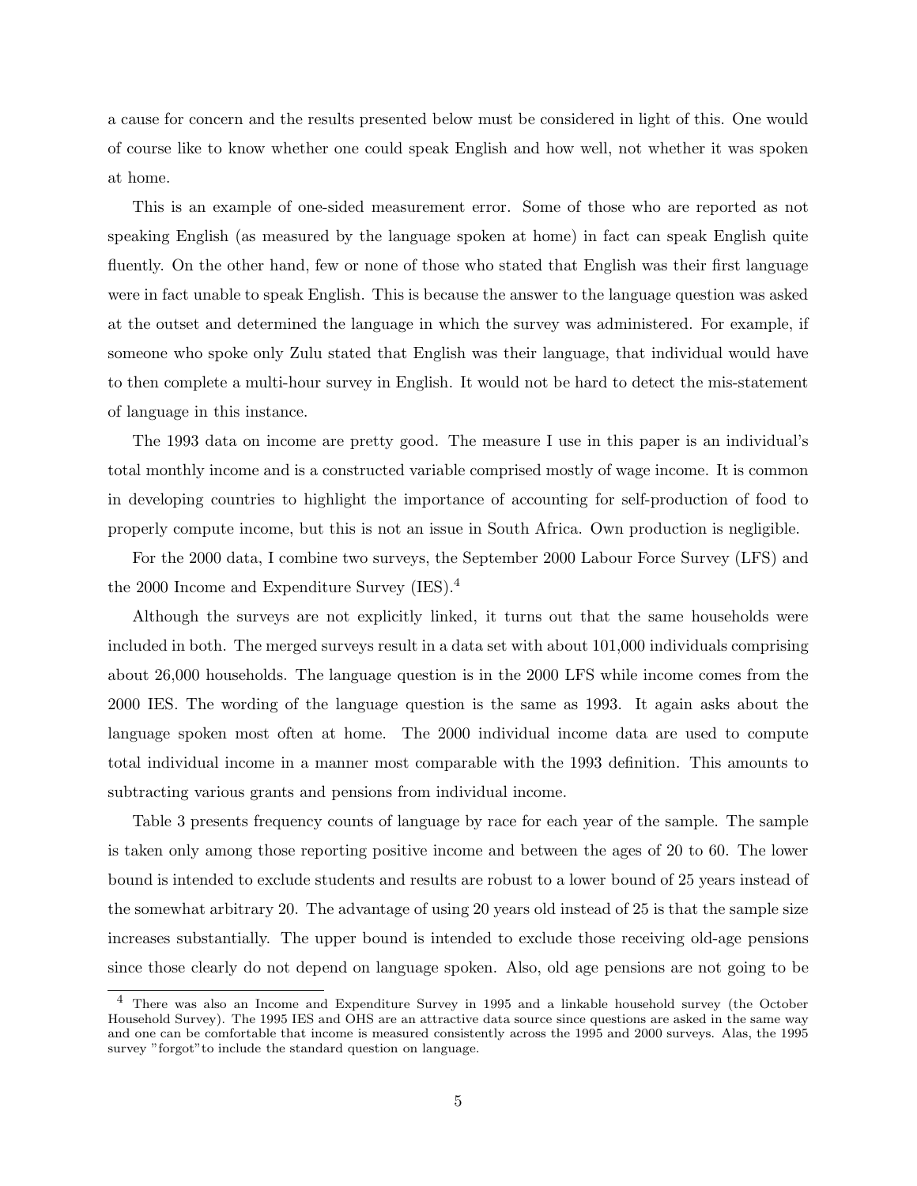a cause for concern and the results presented below must be considered in light of this. One would of course like to know whether one could speak English and how well, not whether it was spoken at home.

This is an example of one-sided measurement error. Some of those who are reported as not speaking English (as measured by the language spoken at home) in fact can speak English quite fluently. On the other hand, few or none of those who stated that English was their first language were in fact unable to speak English. This is because the answer to the language question was asked at the outset and determined the language in which the survey was administered. For example, if someone who spoke only Zulu stated that English was their language, that individual would have to then complete a multi-hour survey in English. It would not be hard to detect the mis-statement of language in this instance.

The 1993 data on income are pretty good. The measure I use in this paper is an individual's total monthly income and is a constructed variable comprised mostly of wage income. It is common in developing countries to highlight the importance of accounting for self-production of food to properly compute income, but this is not an issue in South Africa. Own production is negligible.

For the 2000 data, I combine two surveys, the September 2000 Labour Force Survey (LFS) and the 2000 Income and Expenditure Survey (IES).[4]

Although the surveys are not explicitly linked, it turns out that the same households were included in both. The merged surveys result in a data set with about 101,000 individuals comprising about 26,000 households. The language question is in the 2000 LFS while income comes from the 2000 IES. The wording of the language question is the same as 1993. It again asks about the language spoken most often at home. The 2000 individual income data are used to compute total individual income in a manner most comparable with the 1993 definition. This amounts to subtracting various grants and pensions from individual income.

Table 3 presents frequency counts of language by race for each year of the sample. The sample is taken only among those reporting positive income and between the ages of 20 to 60. The lower bound is intended to exclude students and results are robust to a lower bound of 25 years instead of the somewhat arbitrary 20. The advantage of using 20 years old instead of 25 is that the sample size increases substantially. The upper bound is intended to exclude those receiving old-age pensions since those clearly do not depend on language spoken. Also, old age pensions are not going to be

[4] There was also an Income and Expenditure Survey in 1995 and a linkable household survey (the October Household Survey). The 1995 IES and OHS are an attractive data source since questions are asked in the same way and one can be comfortable that income is measured consistently across the 1995 and 2000 surveys. Alas, the 1995 survey "forgot" to include the standard question on language.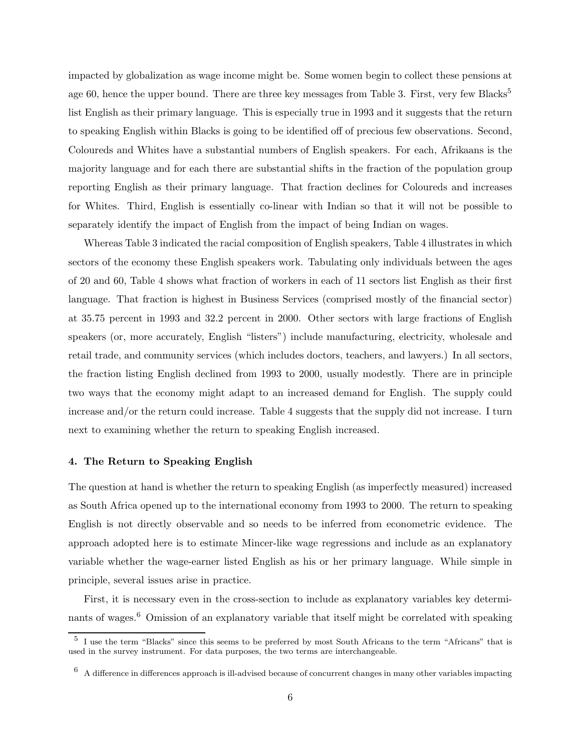impacted by globalization as wage income might be. Some women begin to collect these pensions at age 60, hence the upper bound. There are three key messages from Table 3. First, very few Blacks[5] list English as their primary language. This is especially true in 1993 and it suggests that the return to speaking English within Blacks is going to be identified off of precious few observations. Second, Coloureds and Whites have a substantial numbers of English speakers. For each, Afrikaans is the majority language and for each there are substantial shifts in the fraction of the population group reporting English as their primary language. That fraction declines for Coloureds and increases for Whites. Third, English is essentially co-linear with Indian so that it will not be possible to separately identify the impact of English from the impact of being Indian on wages.

Whereas Table 3 indicated the racial composition of English speakers, Table 4 illustrates in which sectors of the economy these English speakers work. Tabulating only individuals between the ages of 20 and 60, Table 4 shows what fraction of workers in each of 11 sectors list English as their first language. That fraction is highest in Business Services (comprised mostly of the financial sector) at 35.75 percent in 1993 and 32.2 percent in 2000. Other sectors with large fractions of English speakers (or, more accurately, English "listers") include manufacturing, electricity, wholesale and retail trade, and community services (which includes doctors, teachers, and lawyers.) In all sectors, the fraction listing English declined from 1993 to 2000, usually modestly. There are in principle two ways that the economy might adapt to an increased demand for English. The supply could increase and/or the return could increase. Table 4 suggests that the supply did not increase. I turn next to examining whether the return to speaking English increased.

#### 4. The Return to Speaking English

The question at hand is whether the return to speaking English (as imperfectly measured) increased as South Africa opened up to the international economy from 1993 to 2000. The return to speaking English is not directly observable and so needs to be inferred from econometric evidence. The approach adopted here is to estimate Mincer-like wage regressions and include as an explanatory variable whether the wage-earner listed English as his or her primary language. While simple in principle, several issues arise in practice.

First, it is necessary even in the cross-section to include as explanatory variables key determinants of wages.[6] Omission of an explanatory variable that itself might be correlated with speaking

---

[5] I use the term "Blacks" since this seems to be preferred by most South Africans to the term "Africans" that is used in the survey instrument. For data purposes, the two terms are interchangeable.

[6] A difference in differences approach is ill-advised because of concurrent changes in many other variables impacting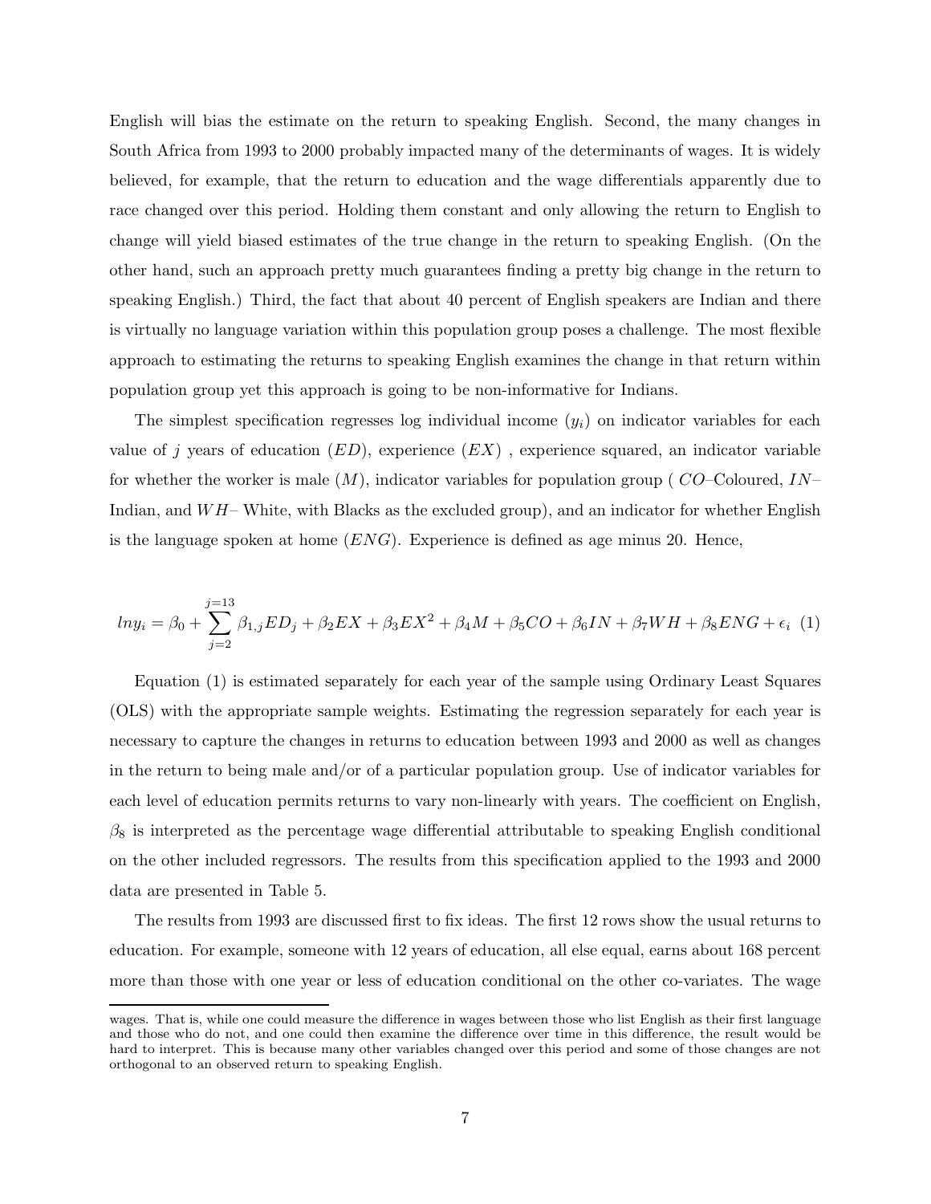English will bias the estimate on the return to speaking English. Second, the many changes in South Africa from 1993 to 2000 probably impacted many of the determinants of wages. It is widely believed, for example, that the return to education and the wage differentials apparently due to race changed over this period. Holding them constant and only allowing the return to English to change will yield biased estimates of the true change in the return to speaking English. (On the other hand, such an approach pretty much guarantees finding a pretty big change in the return to speaking English.) Third, the fact that about 40 percent of English speakers are Indian and there is virtually no language variation within this population group poses a challenge. The most flexible approach to estimating the returns to speaking English examines the change in that return within population group yet this approach is going to be non-informative for Indians.

The simplest specification regresses log individual income ($y_i$) on indicator variables for each value of $j$ years of education ($ED$), experience ($EX$) , experience squared, an indicator variable for whether the worker is male ($M$), indicator variables for population group ( $CO$–Coloured, $IN$–Indian, and $WH$– White, with Blacks as the excluded group), and an indicator for whether English is the language spoken at home ($ENG$). Experience is defined as age minus 20. Hence,

$$lny_i = \beta_0 + \sum_{j=2}^{j=13} \beta_{1,j} ED_j + \beta_2 EX + \beta_3 EX^2 + \beta_4 M + \beta_5 CO + \beta_6 IN + \beta_7 WH + \beta_8 ENG + \epsilon_i \quad (1)$$

Equation (1) is estimated separately for each year of the sample using Ordinary Least Squares (OLS) with the appropriate sample weights. Estimating the regression separately for each year is necessary to capture the changes in returns to education between 1993 and 2000 as well as changes in the return to being male and/or of a particular population group. Use of indicator variables for each level of education permits returns to vary non-linearly with years. The coefficient on English, $\beta_8$ is interpreted as the percentage wage differential attributable to speaking English conditional on the other included regressors. The results from this specification applied to the 1993 and 2000 data are presented in Table 5.

The results from 1993 are discussed first to fix ideas. The first 12 rows show the usual returns to education. For example, someone with 12 years of education, all else equal, earns about 168 percent more than those with one year or less of education conditional on the other co-variates. The wage

wages. That is, while one could measure the difference in wages between those who list English as their first language and those who do not, and one could then examine the difference over time in this difference, the result would be hard to interpret. This is because many other variables changed over this period and some of those changes are not orthogonal to an observed return to speaking English.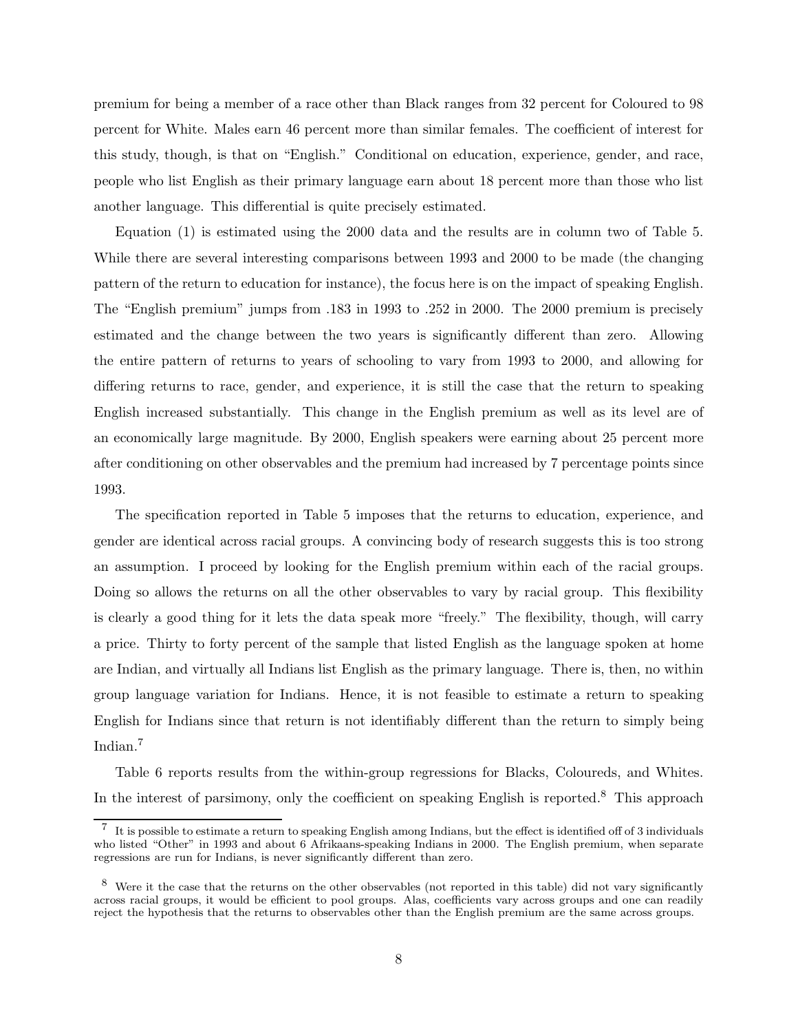premium for being a member of a race other than Black ranges from 32 percent for Coloured to 98 percent for White. Males earn 46 percent more than similar females. The coefficient of interest for this study, though, is that on "English." Conditional on education, experience, gender, and race, people who list English as their primary language earn about 18 percent more than those who list another language. This differential is quite precisely estimated.

Equation (1) is estimated using the 2000 data and the results are in column two of Table 5. While there are several interesting comparisons between 1993 and 2000 to be made (the changing pattern of the return to education for instance), the focus here is on the impact of speaking English. The "English premium" jumps from .183 in 1993 to .252 in 2000. The 2000 premium is precisely estimated and the change between the two years is significantly different than zero. Allowing the entire pattern of returns to years of schooling to vary from 1993 to 2000, and allowing for differing returns to race, gender, and experience, it is still the case that the return to speaking English increased substantially. This change in the English premium as well as its level are of an economically large magnitude. By 2000, English speakers were earning about 25 percent more after conditioning on other observables and the premium had increased by 7 percentage points since 1993.

The specification reported in Table 5 imposes that the returns to education, experience, and gender are identical across racial groups. A convincing body of research suggests this is too strong an assumption. I proceed by looking for the English premium within each of the racial groups. Doing so allows the returns on all the other observables to vary by racial group. This flexibility is clearly a good thing for it lets the data speak more "freely." The flexibility, though, will carry a price. Thirty to forty percent of the sample that listed English as the language spoken at home are Indian, and virtually all Indians list English as the primary language. There is, then, no within group language variation for Indians. Hence, it is not feasible to estimate a return to speaking English for Indians since that return is not identifiably different than the return to simply being Indian.[7]

Table 6 reports results from the within-group regressions for Blacks, Coloureds, and Whites. In the interest of parsimony, only the coefficient on speaking English is reported.[8] This approach

[7] It is possible to estimate a return to speaking English among Indians, but the effect is identified off of 3 individuals who listed "Other" in 1993 and about 6 Afrikaans-speaking Indians in 2000. The English premium, when separate regressions are run for Indians, is never significantly different than zero.

[8] Were it the case that the returns on the other observables (not reported in this table) did not vary significantly across racial groups, it would be efficient to pool groups. Alas, coefficients vary across groups and one can readily reject the hypothesis that the returns to observables other than the English premium are the same across groups.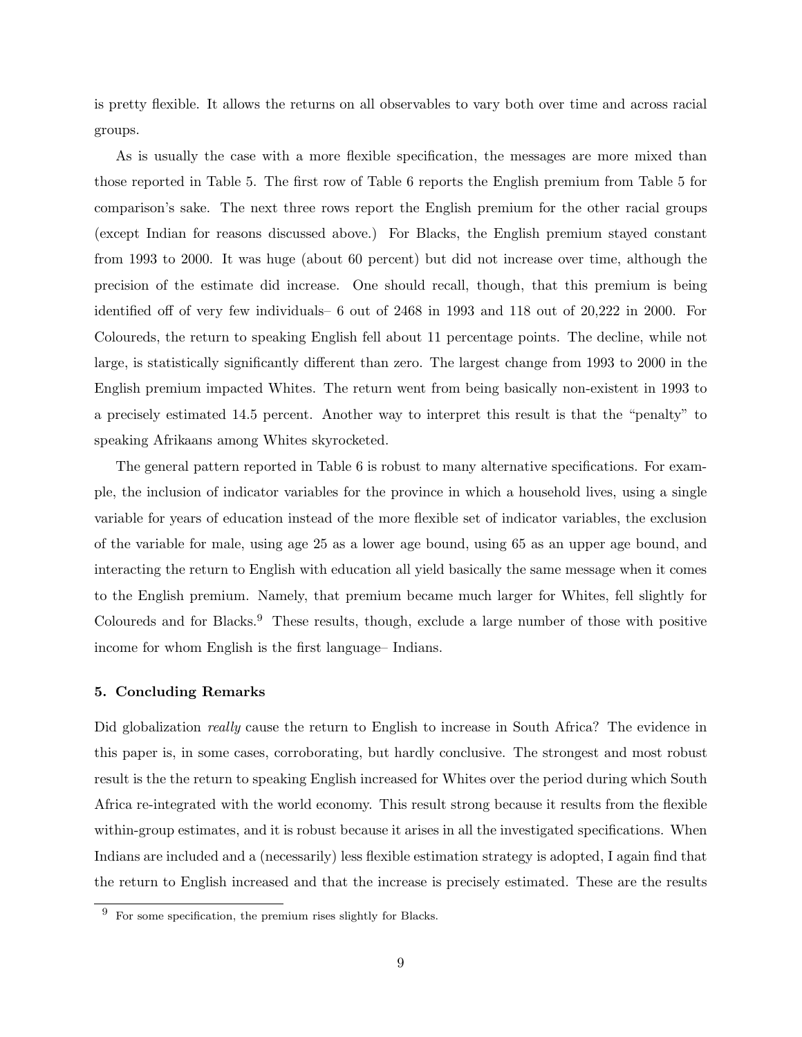is pretty flexible. It allows the returns on all observables to vary both over time and across racial groups.

As is usually the case with a more flexible specification, the messages are more mixed than those reported in Table 5. The first row of Table 6 reports the English premium from Table 5 for comparison's sake. The next three rows report the English premium for the other racial groups (except Indian for reasons discussed above.) For Blacks, the English premium stayed constant from 1993 to 2000. It was huge (about 60 percent) but did not increase over time, although the precision of the estimate did increase. One should recall, though, that this premium is being identified off of very few individuals– 6 out of 2468 in 1993 and 118 out of 20,222 in 2000. For Coloureds, the return to speaking English fell about 11 percentage points. The decline, while not large, is statistically significantly different than zero. The largest change from 1993 to 2000 in the English premium impacted Whites. The return went from being basically non-existent in 1993 to a precisely estimated 14.5 percent. Another way to interpret this result is that the "penalty" to speaking Afrikaans among Whites skyrocketed.

The general pattern reported in Table 6 is robust to many alternative specifications. For example, the inclusion of indicator variables for the province in which a household lives, using a single variable for years of education instead of the more flexible set of indicator variables, the exclusion of the variable for male, using age 25 as a lower age bound, using 65 as an upper age bound, and interacting the return to English with education all yield basically the same message when it comes to the English premium. Namely, that premium became much larger for Whites, fell slightly for Coloureds and for Blacks.[9] These results, though, exclude a large number of those with positive income for whom English is the first language– Indians.

### 5. Concluding Remarks

Did globalization *really* cause the return to English to increase in South Africa? The evidence in this paper is, in some cases, corroborating, but hardly conclusive. The strongest and most robust result is the the return to speaking English increased for Whites over the period during which South Africa re-integrated with the world economy. This result strong because it results from the flexible within-group estimates, and it is robust because it arises in all the investigated specifications. When Indians are included and a (necessarily) less flexible estimation strategy is adopted, I again find that the return to English increased and that the increase is precisely estimated. These are the results

[9] For some specification, the premium rises slightly for Blacks.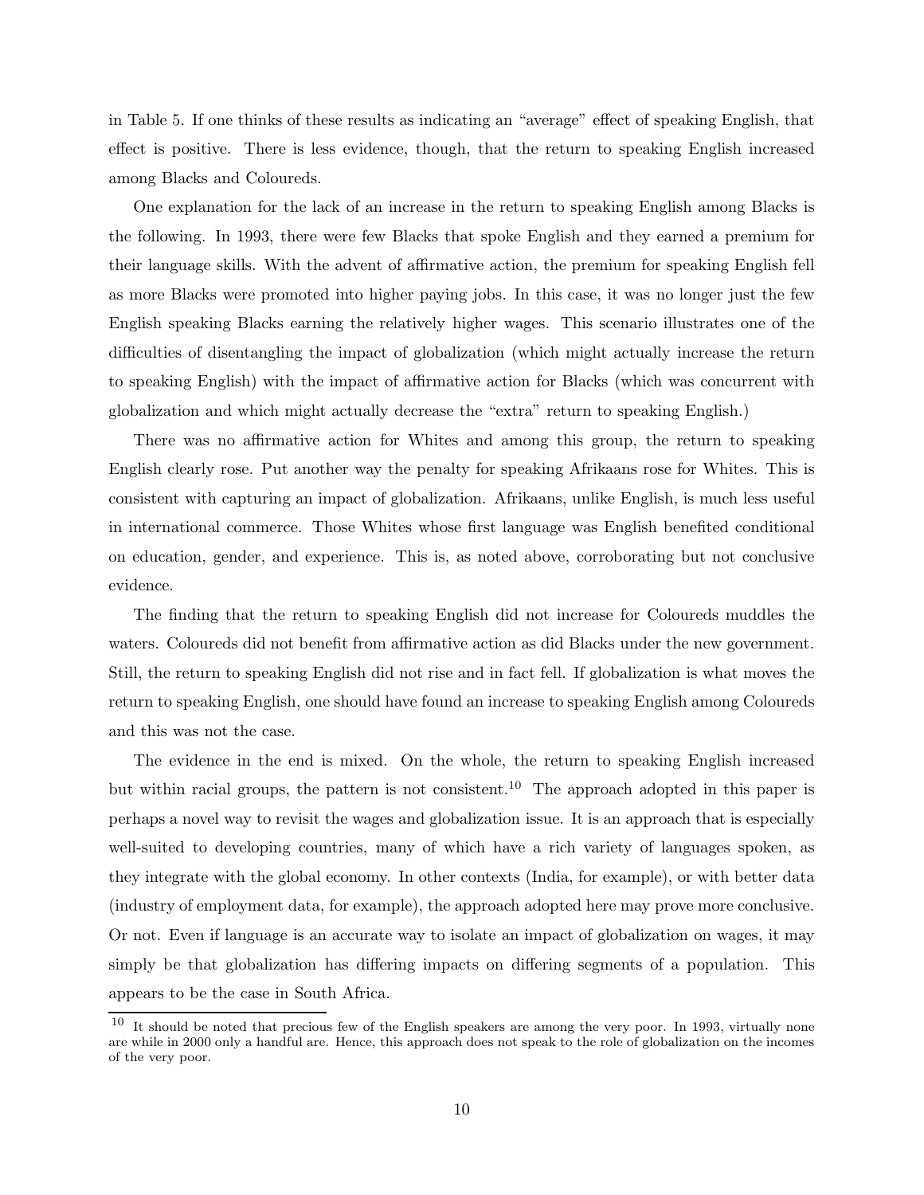in Table 5. If one thinks of these results as indicating an "average" effect of speaking English, that effect is positive. There is less evidence, though, that the return to speaking English increased among Blacks and Coloureds.

One explanation for the lack of an increase in the return to speaking English among Blacks is the following. In 1993, there were few Blacks that spoke English and they earned a premium for their language skills. With the advent of affirmative action, the premium for speaking English fell as more Blacks were promoted into higher paying jobs. In this case, it was no longer just the few English speaking Blacks earning the relatively higher wages. This scenario illustrates one of the difficulties of disentangling the impact of globalization (which might actually increase the return to speaking English) with the impact of affirmative action for Blacks (which was concurrent with globalization and which might actually decrease the "extra" return to speaking English.)

There was no affirmative action for Whites and among this group, the return to speaking English clearly rose. Put another way the penalty for speaking Afrikaans rose for Whites. This is consistent with capturing an impact of globalization. Afrikaans, unlike English, is much less useful in international commerce. Those Whites whose first language was English benefited conditional on education, gender, and experience. This is, as noted above, corroborating but not conclusive evidence.

The finding that the return to speaking English did not increase for Coloureds muddles the waters. Coloureds did not benefit from affirmative action as did Blacks under the new government. Still, the return to speaking English did not rise and in fact fell. If globalization is what moves the return to speaking English, one should have found an increase to speaking English among Coloureds and this was not the case.

The evidence in the end is mixed. On the whole, the return to speaking English increased but within racial groups, the pattern is not consistent.[10] The approach adopted in this paper is perhaps a novel way to revisit the wages and globalization issue. It is an approach that is especially well-suited to developing countries, many of which have a rich variety of languages spoken, as they integrate with the global economy. In other contexts (India, for example), or with better data (industry of employment data, for example), the approach adopted here may prove more conclusive. Or not. Even if language is an accurate way to isolate an impact of globalization on wages, it may simply be that globalization has differing impacts on differing segments of a population. This appears to be the case in South Africa.

[10] It should be noted that precious few of the English speakers are among the very poor. In 1993, virtually none are while in 2000 only a handful are. Hence, this approach does not speak to the role of globalization on the incomes of the very poor.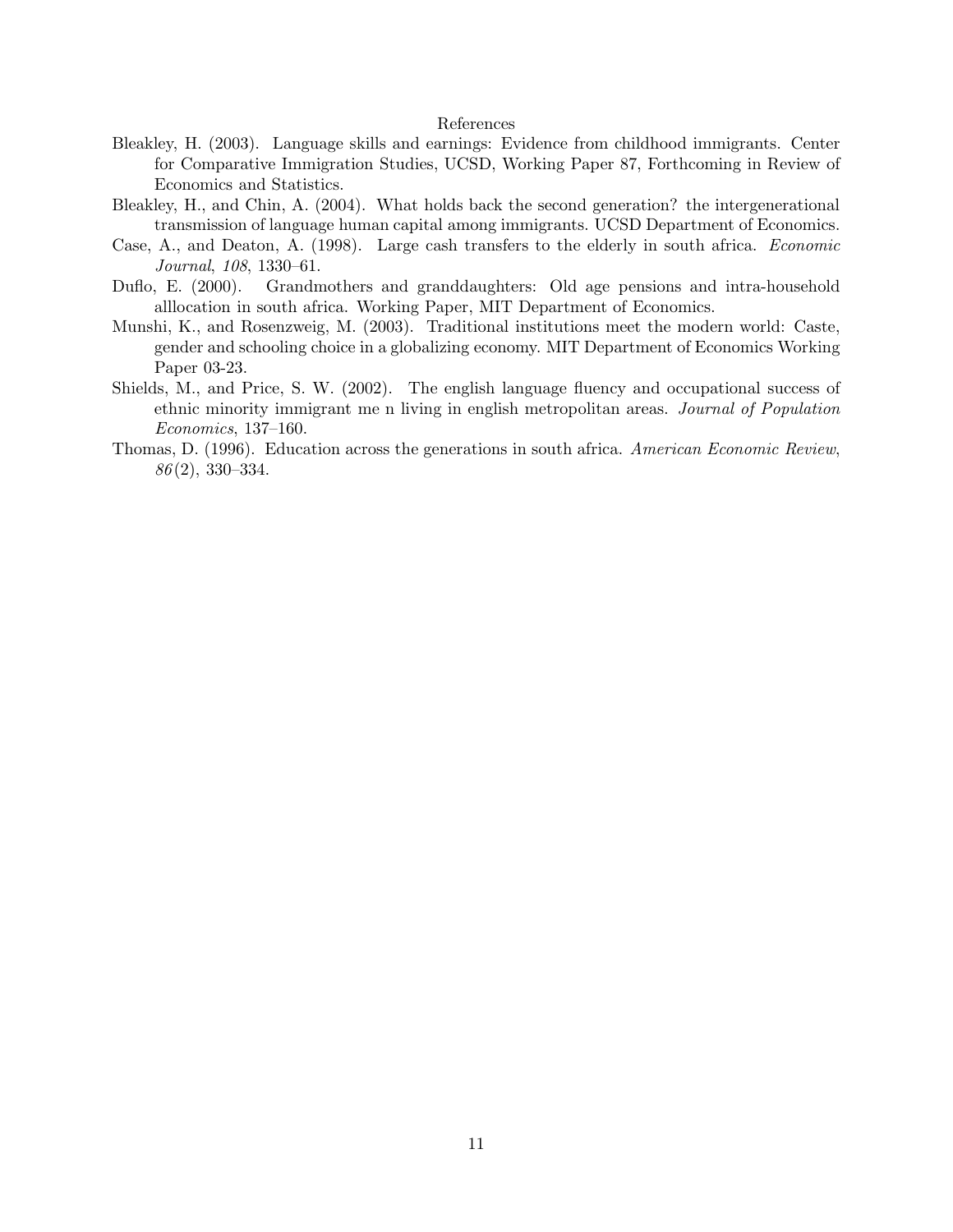# References

Bleakley, H. (2003). Language skills and earnings: Evidence from childhood immigrants. Center for Comparative Immigration Studies, UCSD, Working Paper 87, Forthcoming in Review of Economics and Statistics.

Bleakley, H., and Chin, A. (2004). What holds back the second generation? the intergenerational transmission of language human capital among immigrants. UCSD Department of Economics.

Case, A., and Deaton, A. (1998). Large cash transfers to the elderly in south africa. *Economic Journal*, *108*, 1330–61.

Duflo, E. (2000). Grandmothers and granddaughters: Old age pensions and intra-household alllocation in south africa. Working Paper, MIT Department of Economics.

Munshi, K., and Rosenzweig, M. (2003). Traditional institutions meet the modern world: Caste, gender and schooling choice in a globalizing economy. MIT Department of Economics Working Paper 03-23.

Shields, M., and Price, S. W. (2002). The english language fluency and occupational success of ethnic minority immigrant me n living in english metropolitan areas. *Journal of Population Economics*, 137–160.

Thomas, D. (1996). Education across the generations in south africa. *American Economic Review*, *86*(2), 330–334.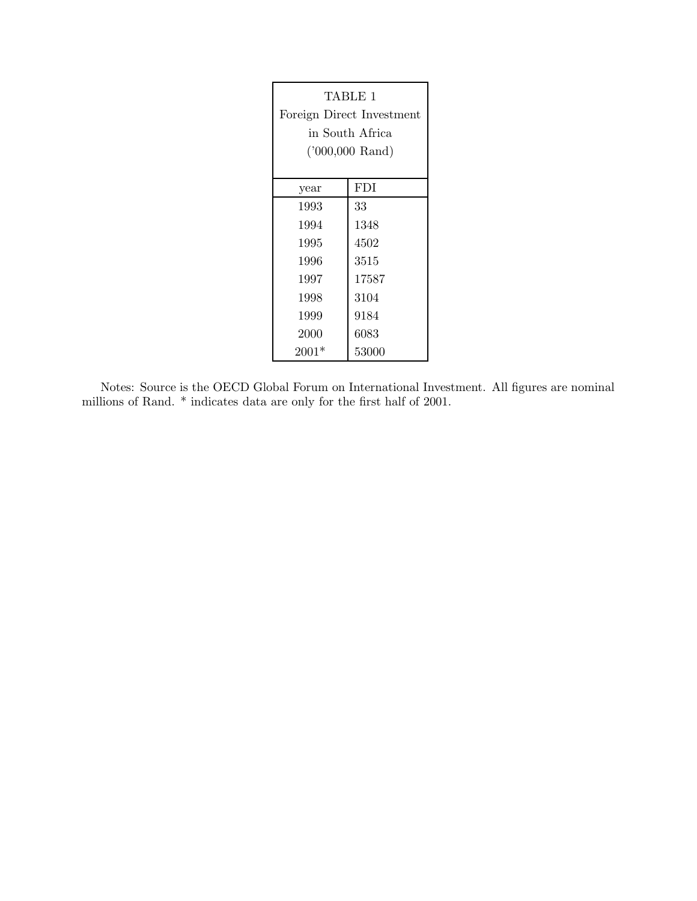TABLE 1
Foreign Direct Investment
in South Africa
('000,000 Rand)

| year | FDI |
|---|---|
| 1993 | 33 |
| 1994 | 1348 |
| 1995 | 4502 |
| 1996 | 3515 |
| 1997 | 17587 |
| 1998 | 3104 |
| 1999 | 9184 |
| 2000 | 6083 |
| 2001* | 53000 |

Notes: Source is the OECD Global Forum on International Investment. All figures are nominal millions of Rand. * indicates data are only for the first half of 2001.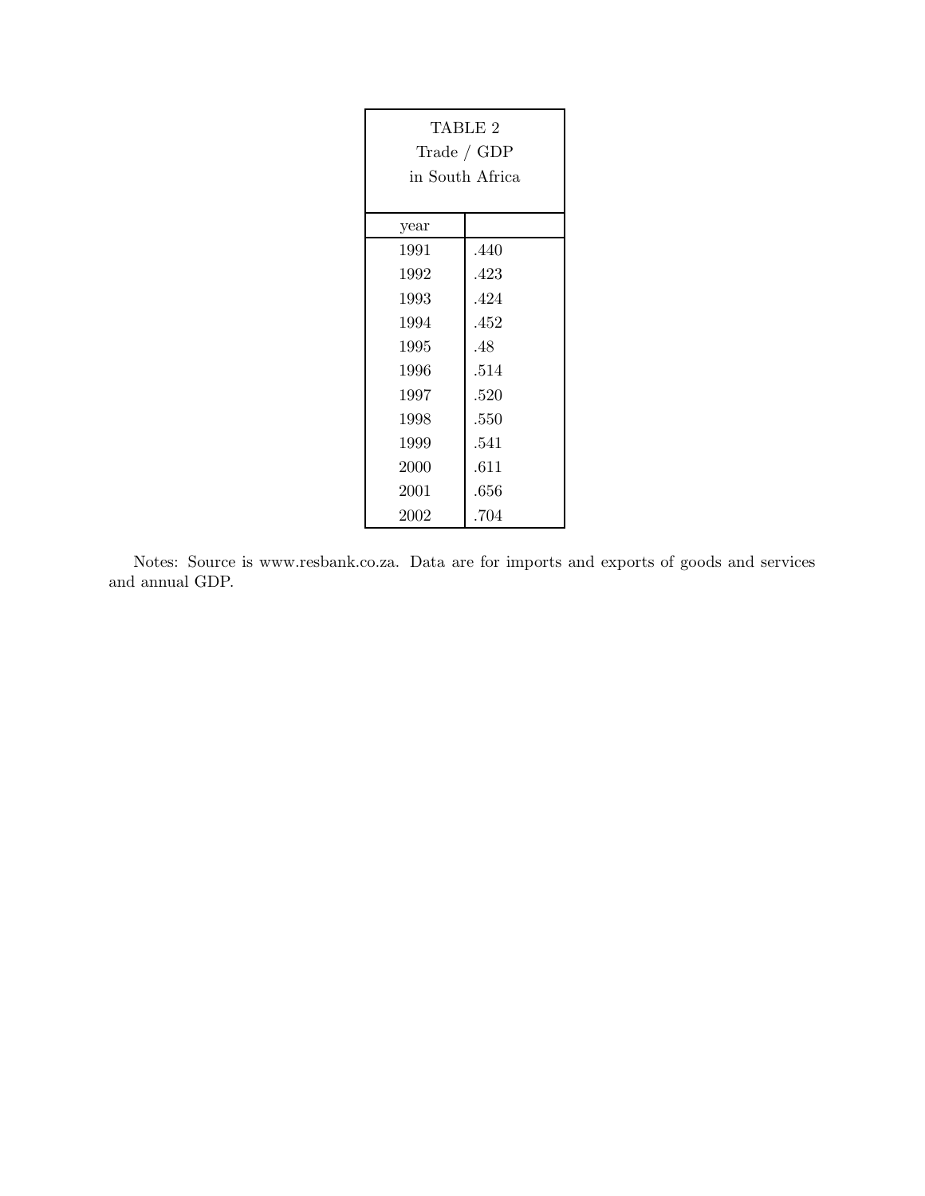TABLE 2
Trade / GDP
in South Africa

| year | |
|---|---|
| 1991 | .440 |
| 1992 | .423 |
| 1993 | .424 |
| 1994 | .452 |
| 1995 | .48 |
| 1996 | .514 |
| 1997 | .520 |
| 1998 | .550 |
| 1999 | .541 |
| 2000 | .611 |
| 2001 | .656 |
| 2002 | .704 |

Notes: Source is www.resbank.co.za. Data are for imports and exports of goods and services and annual GDP.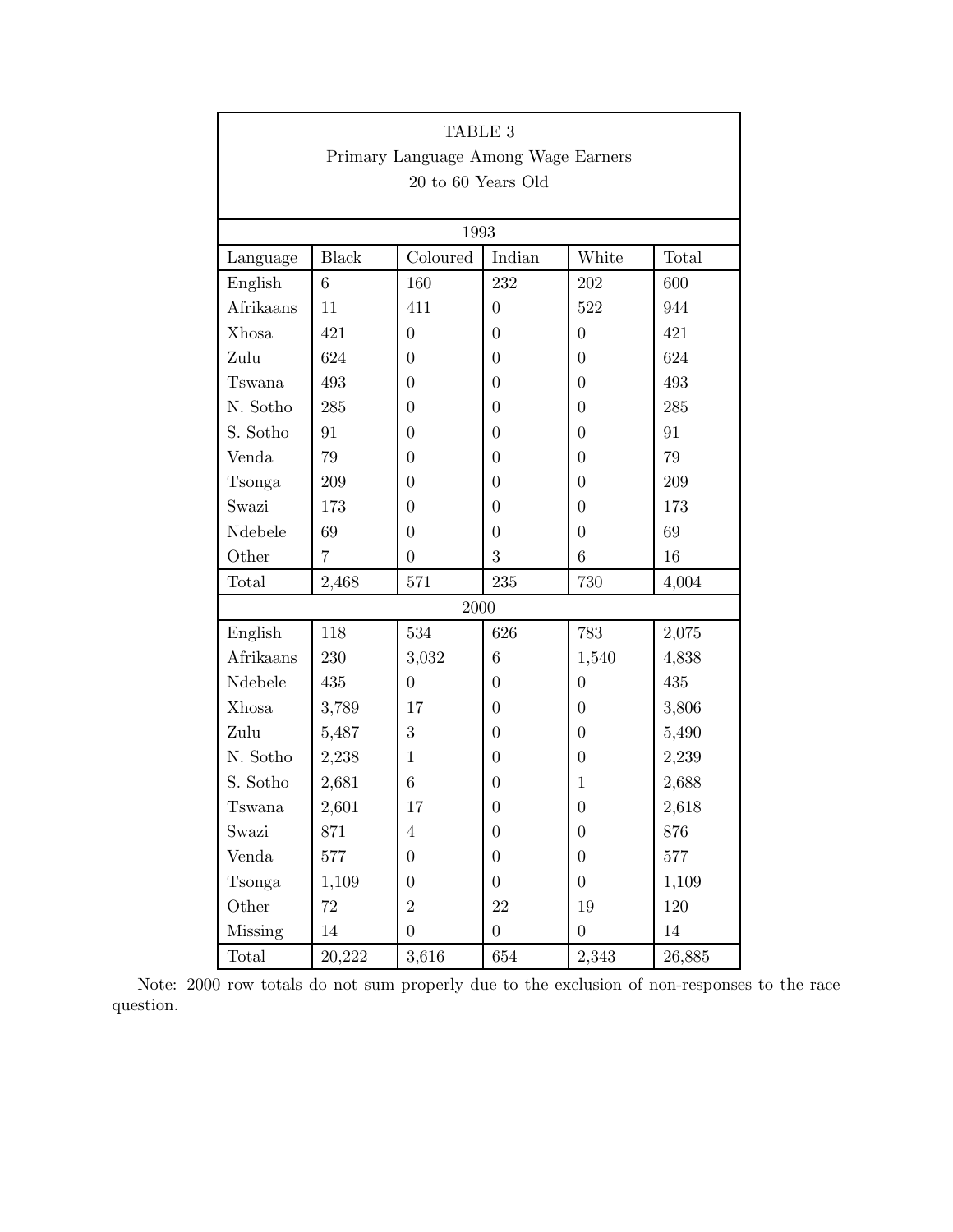TABLE 3

Primary Language Among Wage Earners

20 to 60 Years Old

| Language | Black | Coloured | Indian | White | Total |
|---|---|---|---|---|---|
| **1993** | | | | | |
| English | 6 | 160 | 232 | 202 | 600 |
| Afrikaans | 11 | 411 | 0 | 522 | 944 |
| Xhosa | 421 | 0 | 0 | 0 | 421 |
| Zulu | 624 | 0 | 0 | 0 | 624 |
| Tswana | 493 | 0 | 0 | 0 | 493 |
| N. Sotho | 285 | 0 | 0 | 0 | 285 |
| S. Sotho | 91 | 0 | 0 | 0 | 91 |
| Venda | 79 | 0 | 0 | 0 | 79 |
| Tsonga | 209 | 0 | 0 | 0 | 209 |
| Swazi | 173 | 0 | 0 | 0 | 173 |
| Ndebele | 69 | 0 | 0 | 0 | 69 |
| Other | 7 | 0 | 3 | 6 | 16 |
| Total | 2,468 | 571 | 235 | 730 | 4,004 |
| **2000** | | | | | |
| English | 118 | 534 | 626 | 783 | 2,075 |
| Afrikaans | 230 | 3,032 | 6 | 1,540 | 4,838 |
| Ndebele | 435 | 0 | 0 | 0 | 435 |
| Xhosa | 3,789 | 17 | 0 | 0 | 3,806 |
| Zulu | 5,487 | 3 | 0 | 0 | 5,490 |
| N. Sotho | 2,238 | 1 | 0 | 0 | 2,239 |
| S. Sotho | 2,681 | 6 | 0 | 1 | 2,688 |
| Tswana | 2,601 | 17 | 0 | 0 | 2,618 |
| Swazi | 871 | 4 | 0 | 0 | 876 |
| Venda | 577 | 0 | 0 | 0 | 577 |
| Tsonga | 1,109 | 0 | 0 | 0 | 1,109 |
| Other | 72 | 2 | 22 | 19 | 120 |
| Missing | 14 | 0 | 0 | 0 | 14 |
| Total | 20,222 | 3,616 | 654 | 2,343 | 26,885 |

Note: 2000 row totals do not sum properly due to the exclusion of non-responses to the race question.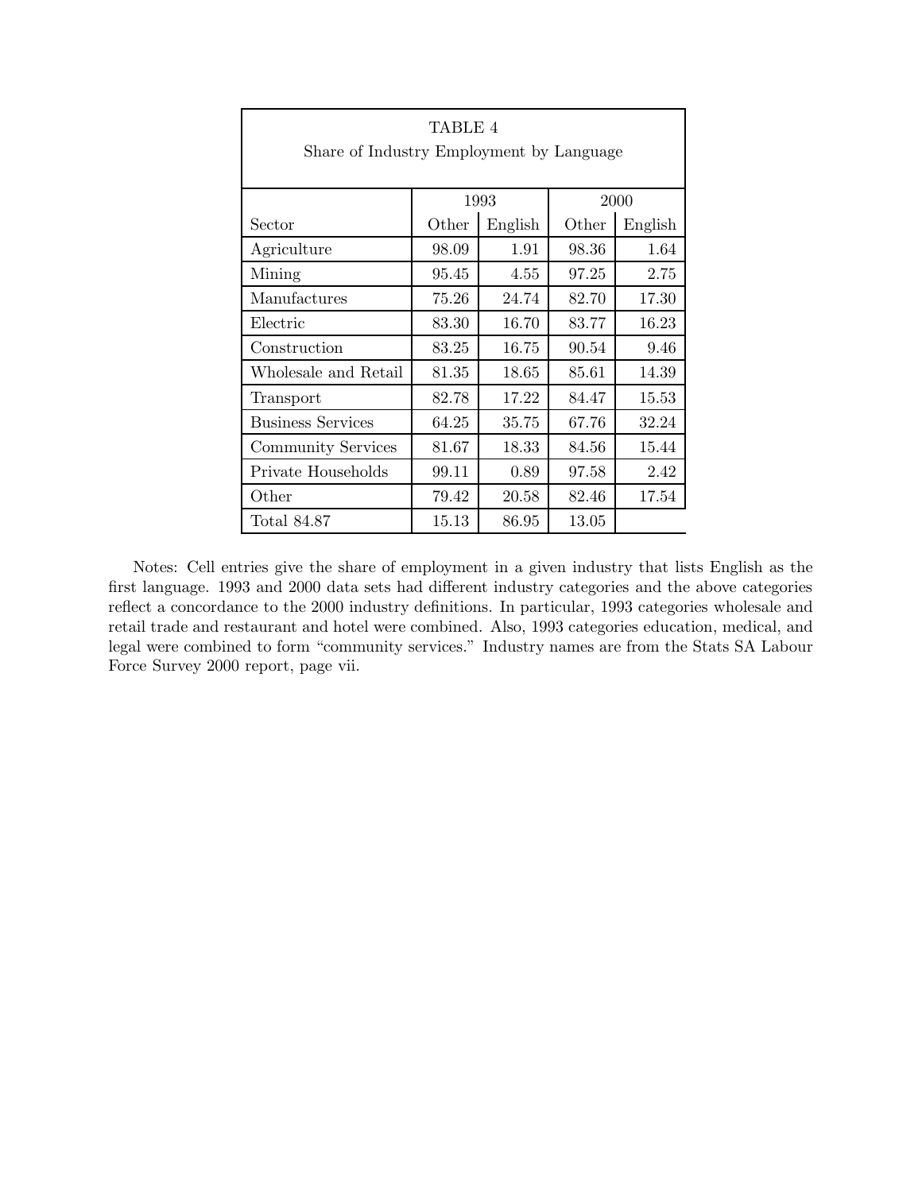TABLE 4

Share of Industry Employment by Language

| | 1993 | | 2000 | |
|---|---|---|---|---|
| Sector | Other | English | Other | English |
| Agriculture | 98.09 | 1.91 | 98.36 | 1.64 |
| Mining | 95.45 | 4.55 | 97.25 | 2.75 |
| Manufactures | 75.26 | 24.74 | 82.70 | 17.30 |
| Electric | 83.30 | 16.70 | 83.77 | 16.23 |
| Construction | 83.25 | 16.75 | 90.54 | 9.46 |
| Wholesale and Retail | 81.35 | 18.65 | 85.61 | 14.39 |
| Transport | 82.78 | 17.22 | 84.47 | 15.53 |
| Business Services | 64.25 | 35.75 | 67.76 | 32.24 |
| Community Services | 81.67 | 18.33 | 84.56 | 15.44 |
| Private Households | 99.11 | 0.89 | 97.58 | 2.42 |
| Other | 79.42 | 20.58 | 82.46 | 17.54 |
| Total 84.87 | 15.13 | 86.95 | 13.05 | |

Notes: Cell entries give the share of employment in a given industry that lists English as the first language. 1993 and 2000 data sets had different industry categories and the above categories reflect a concordance to the 2000 industry definitions. In particular, 1993 categories wholesale and retail trade and restaurant and hotel were combined. Also, 1993 categories education, medical, and legal were combined to form "community services." Industry names are from the Stats SA Labour Force Survey 2000 report, page vii.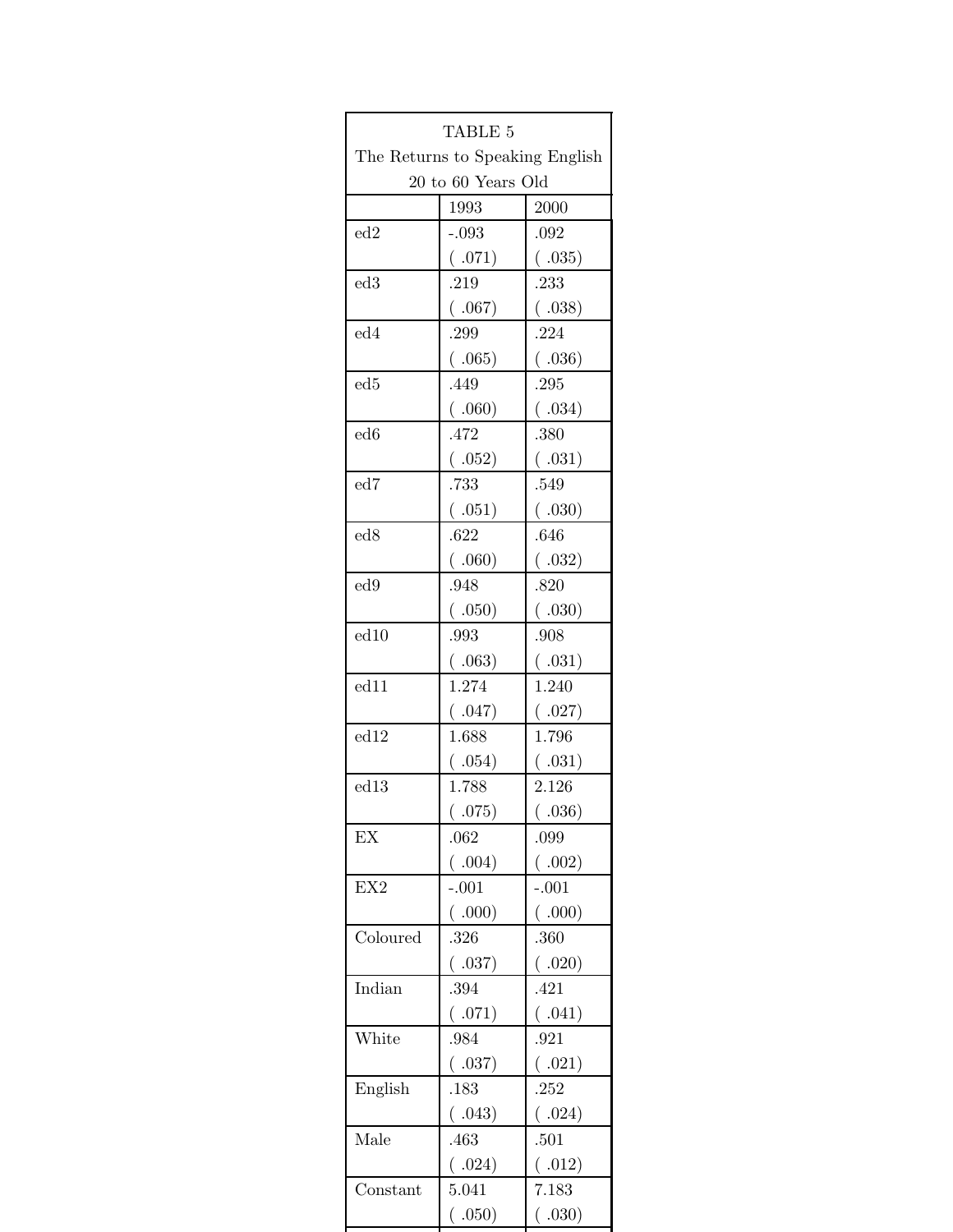TABLE 5

The Returns to Speaking English

20 to 60 Years Old

| | 1993 | 2000 |
|---|---|---|
| ed2 | -.093 | .092 |
| | ( .071) | ( .035) |
| ed3 | .219 | .233 |
| | ( .067) | ( .038) |
| ed4 | .299 | .224 |
| | ( .065) | ( .036) |
| ed5 | .449 | .295 |
| | ( .060) | ( .034) |
| ed6 | .472 | .380 |
| | ( .052) | ( .031) |
| ed7 | .733 | .549 |
| | ( .051) | ( .030) |
| ed8 | .622 | .646 |
| | ( .060) | ( .032) |
| ed9 | .948 | .820 |
| | ( .050) | ( .030) |
| ed10 | .993 | .908 |
| | ( .063) | ( .031) |
| ed11 | 1.274 | 1.240 |
| | ( .047) | ( .027) |
| ed12 | 1.688 | 1.796 |
| | ( .054) | ( .031) |
| ed13 | 1.788 | 2.126 |
| | ( .075) | ( .036) |
| EX | .062 | .099 |
| | ( .004) | ( .002) |
| EX2 | -.001 | -.001 |
| | ( .000) | ( .000) |
| Coloured | .326 | .360 |
| | ( .037) | ( .020) |
| Indian | .394 | .421 |
| | ( .071) | ( .041) |
| White | .984 | .921 |
| | ( .037) | ( .021) |
| English | .183 | .252 |
| | ( .043) | ( .024) |
| Male | .463 | .501 |
| | ( .024) | ( .012) |
| Constant | 5.041 | 7.183 |
| | ( .050) | ( .030) |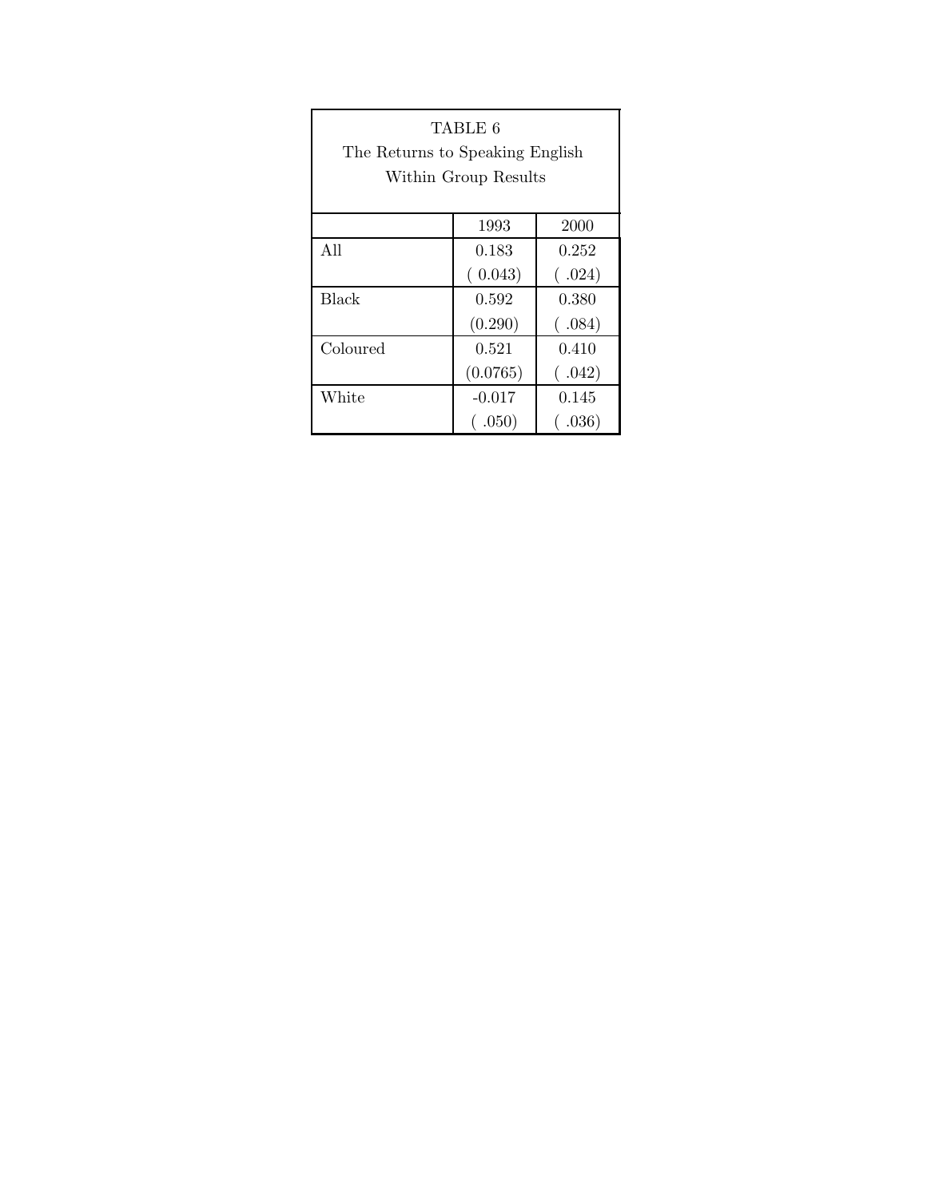TABLE 6
The Returns to Speaking English
Within Group Results

| | 1993 | 2000 |
|---|---|---|
| All | 0.183 | 0.252 |
| | ( 0.043) | ( .024) |
| Black | 0.592 | 0.380 |
| | (0.290) | ( .084) |
| Coloured | 0.521 | 0.410 |
| | (0.0765) | ( .042) |
| White | -0.017 | 0.145 |
| | ( .050) | ( .036) |